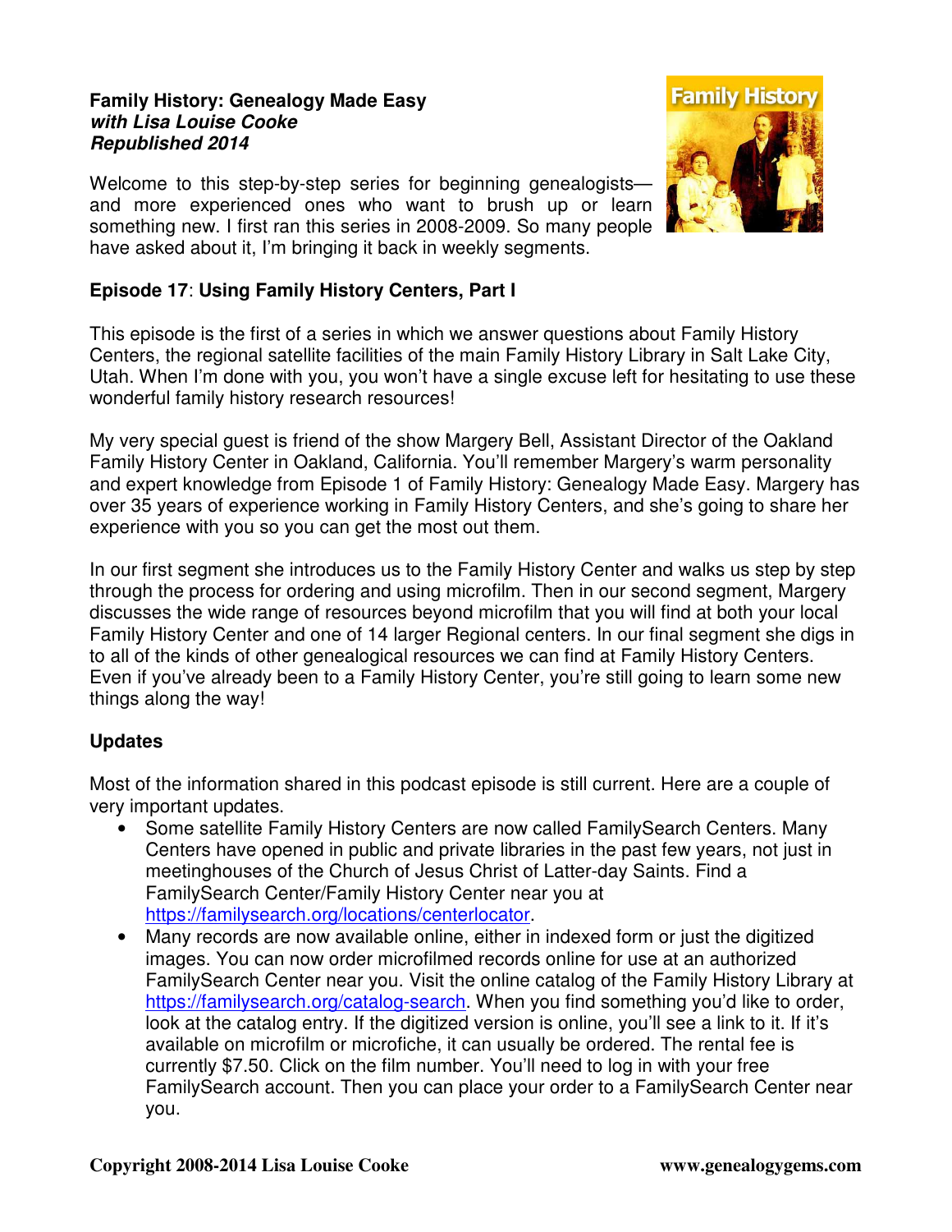**Family History: Genealogy Made Easy**
***with Lisa Louise Cooke***
***Republished 2014***

Welcome to this step-by-step series for beginning genealogists—and more experienced ones who want to brush up or learn something new. I first ran this series in 2008-2009. So many people have asked about it, I'm bringing it back in weekly segments.

## Episode 17: Using Family History Centers, Part I

This episode is the first of a series in which we answer questions about Family History Centers, the regional satellite facilities of the main Family History Library in Salt Lake City, Utah. When I'm done with you, you won't have a single excuse left for hesitating to use these wonderful family history research resources!

My very special guest is friend of the show Margery Bell, Assistant Director of the Oakland Family History Center in Oakland, California. You'll remember Margery's warm personality and expert knowledge from Episode 1 of Family History: Genealogy Made Easy. Margery has over 35 years of experience working in Family History Centers, and she's going to share her experience with you so you can get the most out them.

In our first segment she introduces us to the Family History Center and walks us step by step through the process for ordering and using microfilm. Then in our second segment, Margery discusses the wide range of resources beyond microfilm that you will find at both your local Family History Center and one of 14 larger Regional centers. In our final segment she digs in to all of the kinds of other genealogical resources we can find at Family History Centers. Even if you've already been to a Family History Center, you're still going to learn some new things along the way!

### Updates

Most of the information shared in this podcast episode is still current. Here are a couple of very important updates.

- Some satellite Family History Centers are now called FamilySearch Centers. Many Centers have opened in public and private libraries in the past few years, not just in meetinghouses of the Church of Jesus Christ of Latter-day Saints. Find a FamilySearch Center/Family History Center near you at https://familysearch.org/locations/centerlocator.
- Many records are now available online, either in indexed form or just the digitized images. You can now order microfilmed records online for use at an authorized FamilySearch Center near you. Visit the online catalog of the Family History Library at https://familysearch.org/catalog-search. When you find something you'd like to order, look at the catalog entry. If the digitized version is online, you'll see a link to it. If it's available on microfilm or microfiche, it can usually be ordered. The rental fee is currently $7.50. Click on the film number. You'll need to log in with your free FamilySearch account. Then you can place your order to a FamilySearch Center near you.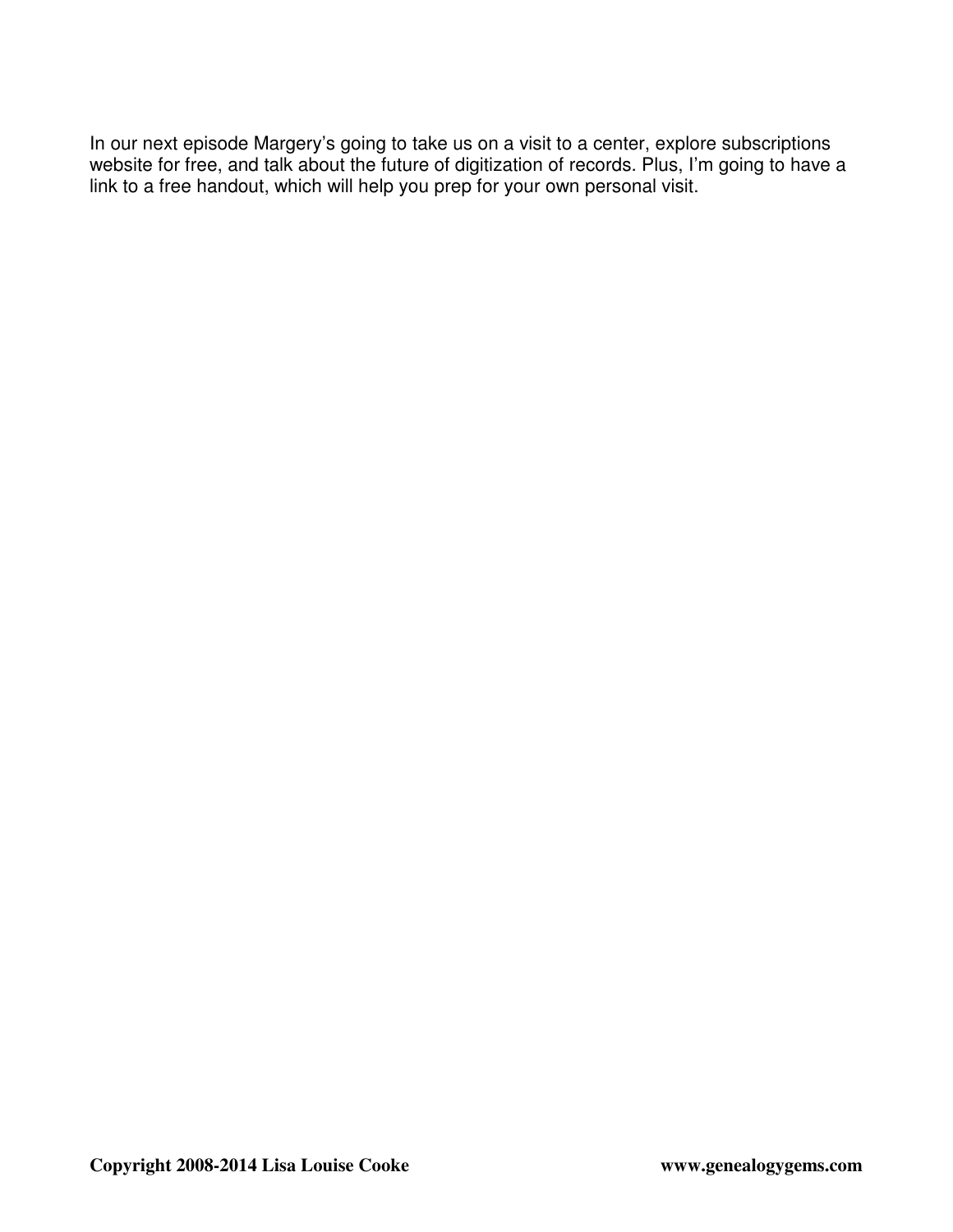In our next episode Margery's going to take us on a visit to a center, explore subscriptions website for free, and talk about the future of digitization of records. Plus, I'm going to have a link to a free handout, which will help you prep for your own personal visit.